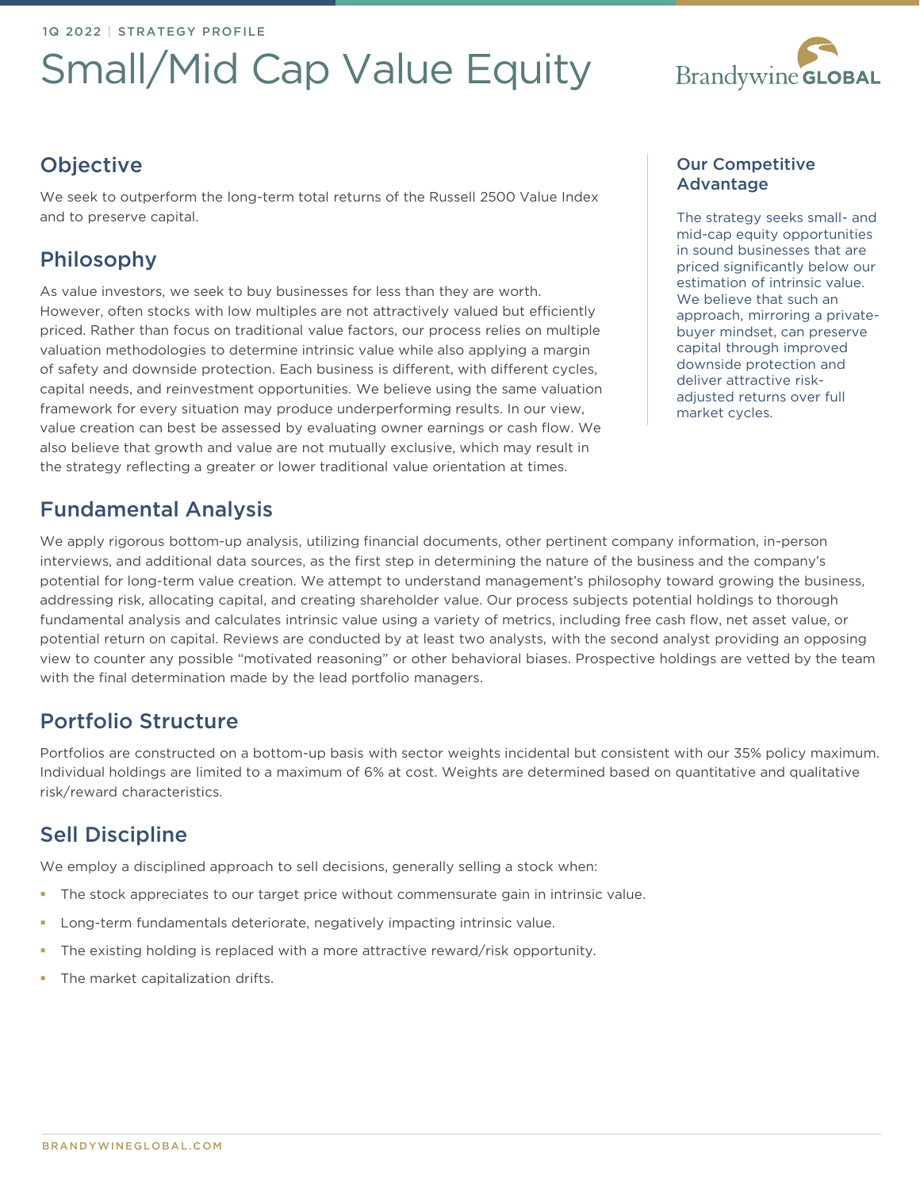1Q 2022 | STRATEGY PROFILE

# Small/Mid Cap Value Equity

Brandywine GLOBAL

## Objective

We seek to outperform the long-term total returns of the Russell 2500 Value Index and to preserve capital.

## Philosophy

As value investors, we seek to buy businesses for less than they are worth. However, often stocks with low multiples are not attractively valued but efficiently priced. Rather than focus on traditional value factors, our process relies on multiple valuation methodologies to determine intrinsic value while also applying a margin of safety and downside protection. Each business is different, with different cycles, capital needs, and reinvestment opportunities. We believe using the same valuation framework for every situation may produce underperforming results. In our view, value creation can best be assessed by evaluating owner earnings or cash flow. We also believe that growth and value are not mutually exclusive, which may result in the strategy reflecting a greater or lower traditional value orientation at times.

### Our Competitive Advantage

The strategy seeks small- and mid-cap equity opportunities in sound businesses that are priced significantly below our estimation of intrinsic value. We believe that such an approach, mirroring a private-buyer mindset, can preserve capital through improved downside protection and deliver attractive risk-adjusted returns over full market cycles.

## Fundamental Analysis

We apply rigorous bottom-up analysis, utilizing financial documents, other pertinent company information, in-person interviews, and additional data sources, as the first step in determining the nature of the business and the company's potential for long-term value creation. We attempt to understand management's philosophy toward growing the business, addressing risk, allocating capital, and creating shareholder value. Our process subjects potential holdings to thorough fundamental analysis and calculates intrinsic value using a variety of metrics, including free cash flow, net asset value, or potential return on capital. Reviews are conducted by at least two analysts, with the second analyst providing an opposing view to counter any possible "motivated reasoning" or other behavioral biases. Prospective holdings are vetted by the team with the final determination made by the lead portfolio managers.

## Portfolio Structure

Portfolios are constructed on a bottom-up basis with sector weights incidental but consistent with our 35% policy maximum. Individual holdings are limited to a maximum of 6% at cost. Weights are determined based on quantitative and qualitative risk/reward characteristics.

## Sell Discipline

We employ a disciplined approach to sell decisions, generally selling a stock when:

- The stock appreciates to our target price without commensurate gain in intrinsic value.
- Long-term fundamentals deteriorate, negatively impacting intrinsic value.
- The existing holding is replaced with a more attractive reward/risk opportunity.
- The market capitalization drifts.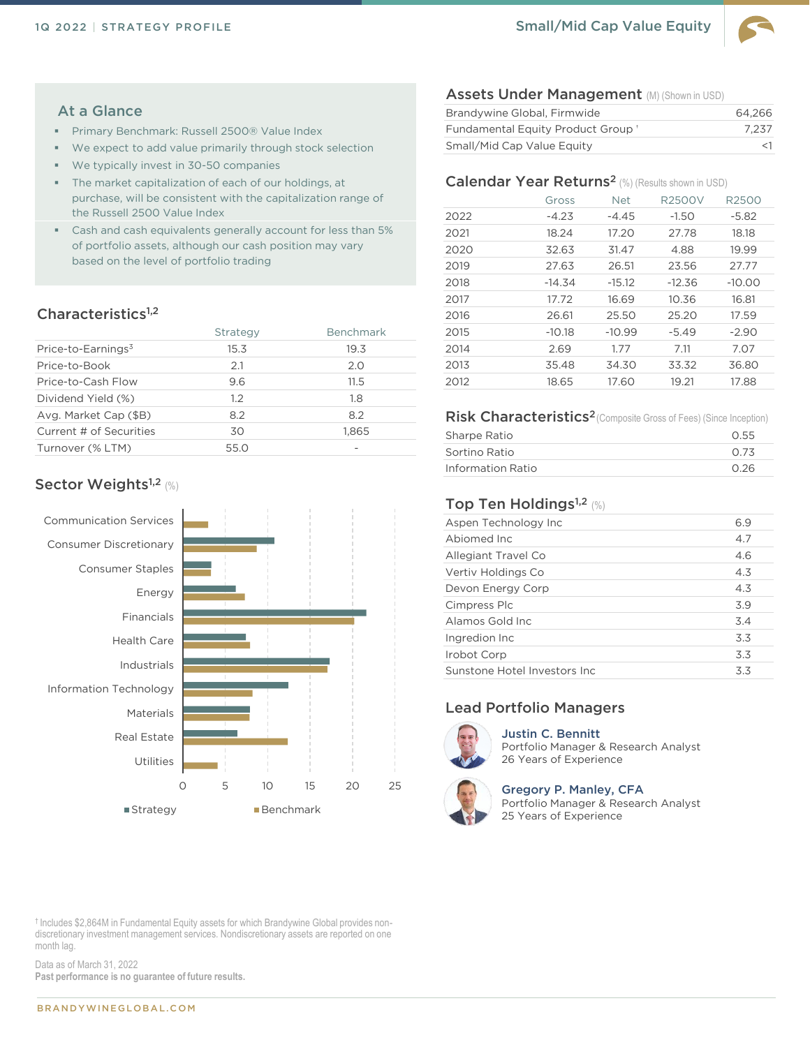## At a Glance

- Primary Benchmark: Russell 2500® Value Index
- We expect to add value primarily through stock selection
- We typically invest in 30-50 companies
- The market capitalization of each of our holdings, at purchase, will be consistent with the capitalization range of the Russell 2500 Value Index
- Cash and cash equivalents generally account for less than 5% of portfolio assets, although our cash position may vary based on the level of portfolio trading

## Characteristics[1,2]

| | Strategy | Benchmark |
|---|---|---|
| Price-to-Earnings[3] | 15.3 | 19.3 |
| Price-to-Book | 2.1 | 2.0 |
| Price-to-Cash Flow | 9.6 | 11.5 |
| Dividend Yield (%) | 1.2 | 1.8 |
| Avg. Market Cap ($B) | 8.2 | 8.2 |
| Current # of Securities | 30 | 1,865 |
| Turnover (% LTM) | 55.0 | - |

## Sector Weights[1,2] (%)

Communication Services
Consumer Discretionary
Consumer Staples
Energy
Financials
Health Care
Industrials
Information Technology
Materials
Real Estate
Utilities

0 5 10 15 20 25

Strategy Benchmark

## Assets Under Management (M) (Shown in USD)

| | |
|---|---|
| Brandywine Global, Firmwide | 64,266 |
| Fundamental Equity Product Group † | 7,237 |
| Small/Mid Cap Value Equity | <1 |

## Calendar Year Returns[2] (%) (Results shown in USD)

| | Gross | Net | R2500V | R2500 |
|---|---|---|---|---|
| 2022 | -4.23 | -4.45 | -1.50 | -5.82 |
| 2021 | 18.24 | 17.20 | 27.78 | 18.18 |
| 2020 | 32.63 | 31.47 | 4.88 | 19.99 |
| 2019 | 27.63 | 26.51 | 23.56 | 27.77 |
| 2018 | -14.34 | -15.12 | -12.36 | -10.00 |
| 2017 | 17.72 | 16.69 | 10.36 | 16.81 |
| 2016 | 26.61 | 25.50 | 25.20 | 17.59 |
| 2015 | -10.18 | -10.99 | -5.49 | -2.90 |
| 2014 | 2.69 | 1.77 | 7.11 | 7.07 |
| 2013 | 35.48 | 34.30 | 33.32 | 36.80 |
| 2012 | 18.65 | 17.60 | 19.21 | 17.88 |

## Risk Characteristics[2] (Composite Gross of Fees) (Since Inception)

| | |
|---|---|
| Sharpe Ratio | 0.55 |
| Sortino Ratio | 0.73 |
| Information Ratio | 0.26 |

## Top Ten Holdings[1,2] (%)

| | |
|---|---|
| Aspen Technology Inc | 6.9 |
| Abiomed Inc | 4.7 |
| Allegiant Travel Co | 4.6 |
| Vertiv Holdings Co | 4.3 |
| Devon Energy Corp | 4.3 |
| Cimpress Plc | 3.9 |
| Alamos Gold Inc | 3.4 |
| Ingredion Inc | 3.3 |
| Irobot Corp | 3.3 |
| Sunstone Hotel Investors Inc | 3.3 |

## Lead Portfolio Managers

**Justin C. Bennitt**
Portfolio Manager & Research Analyst
26 Years of Experience

**Gregory P. Manley, CFA**
Portfolio Manager & Research Analyst
25 Years of Experience

† Includes $2,864M in Fundamental Equity assets for which Brandywine Global provides non-discretionary investment management services. Nondiscretionary assets are reported on one month lag.

Data as of March 31, 2022

**Past performance is no guarantee of future results.**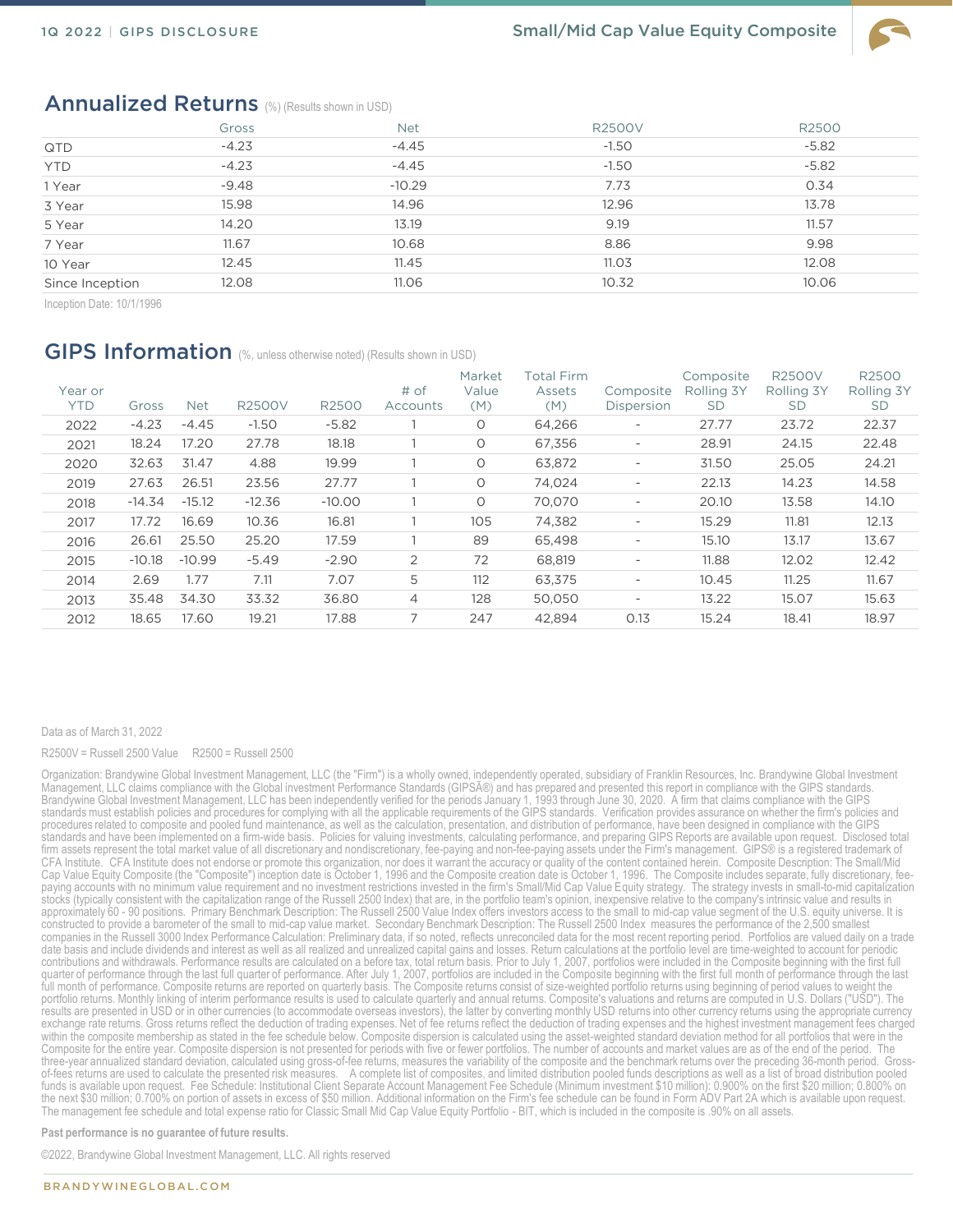## Annualized Returns (%) (Results shown in USD)

| | Gross | Net | R2500V | R2500 |
|---|---|---|---|---|
| QTD | -4.23 | -4.45 | -1.50 | -5.82 |
| YTD | -4.23 | -4.45 | -1.50 | -5.82 |
| 1 Year | -9.48 | -10.29 | 7.73 | 0.34 |
| 3 Year | 15.98 | 14.96 | 12.96 | 13.78 |
| 5 Year | 14.20 | 13.19 | 9.19 | 11.57 |
| 7 Year | 11.67 | 10.68 | 8.86 | 9.98 |
| 10 Year | 12.45 | 11.45 | 11.03 | 12.08 |
| Since Inception | 12.08 | 11.06 | 10.32 | 10.06 |

Inception Date: 10/1/1996

## GIPS Information (%, unless otherwise noted) (Results shown in USD)

| Year or YTD | Gross | Net | R2500V | R2500 | # of Accounts | Market Value (M) | Total Firm Assets (M) | Composite Dispersion | Composite Rolling 3Y SD | R2500V Rolling 3Y SD | R2500 Rolling 3Y SD |
|---|---|---|---|---|---|---|---|---|---|---|---|
| 2022 | -4.23 | -4.45 | -1.50 | -5.82 | 1 | 0 | 64,266 | - | 27.77 | 23.72 | 22.37 |
| 2021 | 18.24 | 17.20 | 27.78 | 18.18 | 1 | 0 | 67,356 | - | 28.91 | 24.15 | 22.48 |
| 2020 | 32.63 | 31.47 | 4.88 | 19.99 | 1 | 0 | 63,872 | - | 31.50 | 25.05 | 24.21 |
| 2019 | 27.63 | 26.51 | 23.56 | 27.77 | 1 | 0 | 74,024 | - | 22.13 | 14.23 | 14.58 |
| 2018 | -14.34 | -15.12 | -12.36 | -10.00 | 1 | 0 | 70,070 | - | 20.10 | 13.58 | 14.10 |
| 2017 | 17.72 | 16.69 | 10.36 | 16.81 | 1 | 105 | 74,382 | - | 15.29 | 11.81 | 12.13 |
| 2016 | 26.61 | 25.50 | 25.20 | 17.59 | 1 | 89 | 65,498 | - | 15.10 | 13.17 | 13.67 |
| 2015 | -10.18 | -10.99 | -5.49 | -2.90 | 2 | 72 | 68,819 | - | 11.88 | 12.02 | 12.42 |
| 2014 | 2.69 | 1.77 | 7.11 | 7.07 | 5 | 112 | 63,375 | - | 10.45 | 11.25 | 11.67 |
| 2013 | 35.48 | 34.30 | 33.32 | 36.80 | 4 | 128 | 50,050 | - | 13.22 | 15.07 | 15.63 |
| 2012 | 18.65 | 17.60 | 19.21 | 17.88 | 7 | 247 | 42,894 | 0.13 | 15.24 | 18.41 | 18.97 |

Data as of March 31, 2022

R2500V = Russell 2500 Value   R2500 = Russell 2500

Organization: Brandywine Global Investment Management, LLC (the "Firm") is a wholly owned, independently operated, subsidiary of Franklin Resources, Inc. Brandywine Global Investment Management, LLC claims compliance with the Global investment Performance Standards (GIPSÂ®) and has prepared and presented this report in compliance with the GIPS standards. Brandywine Global Investment Management, LLC has been independently verified for the periods January 1, 1993 through June 30, 2020. A firm that claims compliance with the GIPS standards must establish policies and procedures for complying with all the applicable requirements of the GIPS standards. Verification provides assurance on whether the firm's policies and procedures related to composite and pooled fund maintenance, as well as the calculation, presentation, and distribution of performance, have been designed in compliance with the GIPS standards and have been implemented on a firm-wide basis. Policies for valuing investments, calculating performance, and preparing GIPS Reports are available upon request. Disclosed total firm assets represent the total market value of all discretionary and nondiscretionary, fee-paying and non-fee-paying assets under the Firm's management. GIPS® is a registered trademark of CFA Institute. CFA Institute does not endorse or promote this organization, nor does it warrant the accuracy or quality of the content contained herein. Composite Description: The Small/Mid Cap Value Equity Composite (the "Composite") inception date is October 1, 1996 and the Composite creation date is October 1, 1996. The Composite includes separate, fully discretionary, fee-paying accounts with no minimum value requirement and no investment restrictions invested in the firm's Small/Mid Cap Value Equity strategy. The strategy invests in small-to-mid capitalization stocks (typically consistent with the capitalization range of the Russell 2500 Index) that are, in the portfolio team's opinion, inexpensive relative to the company's intrinsic value and results in approximately 60 - 90 positions. Primary Benchmark Description: The Russell 2500 Value Index offers investors access to the small to mid-cap value segment of the U.S. equity universe. It is constructed to provide a barometer of the small to mid-cap value market. Secondary Benchmark Description: The Russell 2500 Index measures the performance of the 2,500 smallest companies in the Russell 3000 Index Performance Calculation: Preliminary data, if so noted, reflects unreconciled data for the most recent reporting period. Portfolios are valued daily on a trade date basis and include dividends and interest as well as all realized and unrealized capital gains and losses. Return calculations at the portfolio level are time-weighted to account for periodic contributions and withdrawals. Performance results are calculated on a before tax, total return basis. Prior to July 1, 2007, portfolios were included in the Composite beginning with the first full quarter of performance through the last full quarter of performance. After July 1, 2007, portfolios are included in the Composite beginning with the first full month of performance through the last full month of performance. Composite returns are reported on quarterly basis. The Composite returns consist of size-weighted portfolio returns using beginning of period values to weight the portfolio returns. Monthly linking of interim performance results is used to calculate quarterly and annual returns. Composite's valuations and returns are computed in U.S. Dollars ("USD"). The results are presented in USD or in other currencies (to accommodate overseas investors), the latter by converting monthly USD returns into other currency returns using the appropriate currency exchange rate returns. Gross returns reflect the deduction of trading expenses. Net of fee returns reflect the deduction of trading expenses and the highest investment management fees charged within the composite membership as stated in the fee schedule below. Composite dispersion is calculated using the asset-weighted standard deviation method for all portfolios that were in the Composite for the entire year. Composite dispersion is not presented for periods with five or fewer portfolios. The number of accounts and market values are as of the end of the period. The three-year annualized standard deviation, calculated using gross-of-fee returns, measures the variability of the composite and the benchmark returns over the preceding 36-month period. Gross-of-fees returns are used to calculate the presented risk measures. A complete list of composites, and limited distribution pooled funds descriptions as well as a list of broad distribution pooled funds is available upon request. Fee Schedule: Institutional Client Separate Account Management Fee Schedule (Minimum investment $10 million): 0.900% on the first $20 million; 0.800% on the next $30 million; 0.700% on portion of assets in excess of $50 million. Additional information on the Firm's fee schedule can be found in Form ADV Part 2A which is available upon request. The management fee schedule and total expense ratio for Classic Small Mid Cap Value Equity Portfolio - BIT, which is included in the composite is .90% on all assets.

**Past performance is no guarantee of future results.**

©2022, Brandywine Global Investment Management, LLC. All rights reserved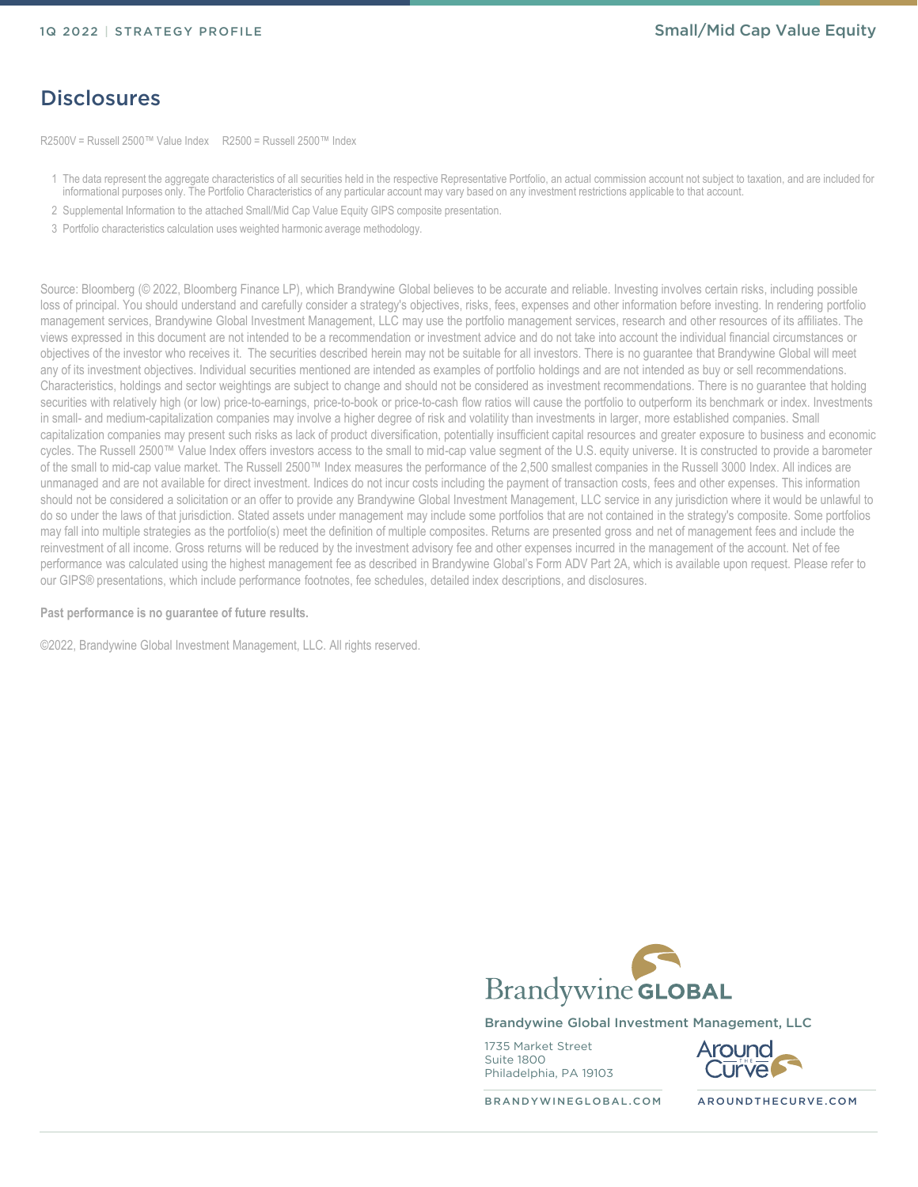## Disclosures

R2500V = Russell 2500™ Value Index R2500 = Russell 2500™ Index

1. The data represent the aggregate characteristics of all securities held in the respective Representative Portfolio, an actual commission account not subject to taxation, and are included for informational purposes only. The Portfolio Characteristics of any particular account may vary based on any investment restrictions applicable to that account.
2. Supplemental Information to the attached Small/Mid Cap Value Equity GIPS composite presentation.
3. Portfolio characteristics calculation uses weighted harmonic average methodology.

Source: Bloomberg (© 2022, Bloomberg Finance LP), which Brandywine Global believes to be accurate and reliable. Investing involves certain risks, including possible loss of principal. You should understand and carefully consider a strategy's objectives, risks, fees, expenses and other information before investing. In rendering portfolio management services, Brandywine Global Investment Management, LLC may use the portfolio management services, research and other resources of its affiliates. The views expressed in this document are not intended to be a recommendation or investment advice and do not take into account the individual financial circumstances or objectives of the investor who receives it. The securities described herein may not be suitable for all investors. There is no guarantee that Brandywine Global will meet any of its investment objectives. Individual securities mentioned are intended as examples of portfolio holdings and are not intended as buy or sell recommendations. Characteristics, holdings and sector weightings are subject to change and should not be considered as investment recommendations. There is no guarantee that holding securities with relatively high (or low) price-to-earnings, price-to-book or price-to-cash flow ratios will cause the portfolio to outperform its benchmark or index. Investments in small- and medium-capitalization companies may involve a higher degree of risk and volatility than investments in larger, more established companies. Small capitalization companies may present such risks as lack of product diversification, potentially insufficient capital resources and greater exposure to business and economic cycles. The Russell 2500™ Value Index offers investors access to the small to mid-cap value segment of the U.S. equity universe. It is constructed to provide a barometer of the small to mid-cap value market. The Russell 2500™ Index measures the performance of the 2,500 smallest companies in the Russell 3000 Index. All indices are unmanaged and are not available for direct investment. Indices do not incur costs including the payment of transaction costs, fees and other expenses. This information should not be considered a solicitation or an offer to provide any Brandywine Global Investment Management, LLC service in any jurisdiction where it would be unlawful to do so under the laws of that jurisdiction. Stated assets under management may include some portfolios that are not contained in the strategy's composite. Some portfolios may fall into multiple strategies as the portfolio(s) meet the definition of multiple composites. Returns are presented gross and net of management fees and include the reinvestment of all income. Gross returns will be reduced by the investment advisory fee and other expenses incurred in the management of the account. Net of fee performance was calculated using the highest management fee as described in Brandywine Global's Form ADV Part 2A, which is available upon request. Please refer to our GIPS® presentations, which include performance footnotes, fee schedules, detailed index descriptions, and disclosures.

**Past performance is no guarantee of future results.**

©2022, Brandywine Global Investment Management, LLC. All rights reserved.

Brandywine GLOBAL

Brandywine Global Investment Management, LLC

1735 Market Street
Suite 1800
Philadelphia, PA 19103

Around the Curve

BRANDYWINEGLOBAL.COM

AROUNDTHECURVE.COM